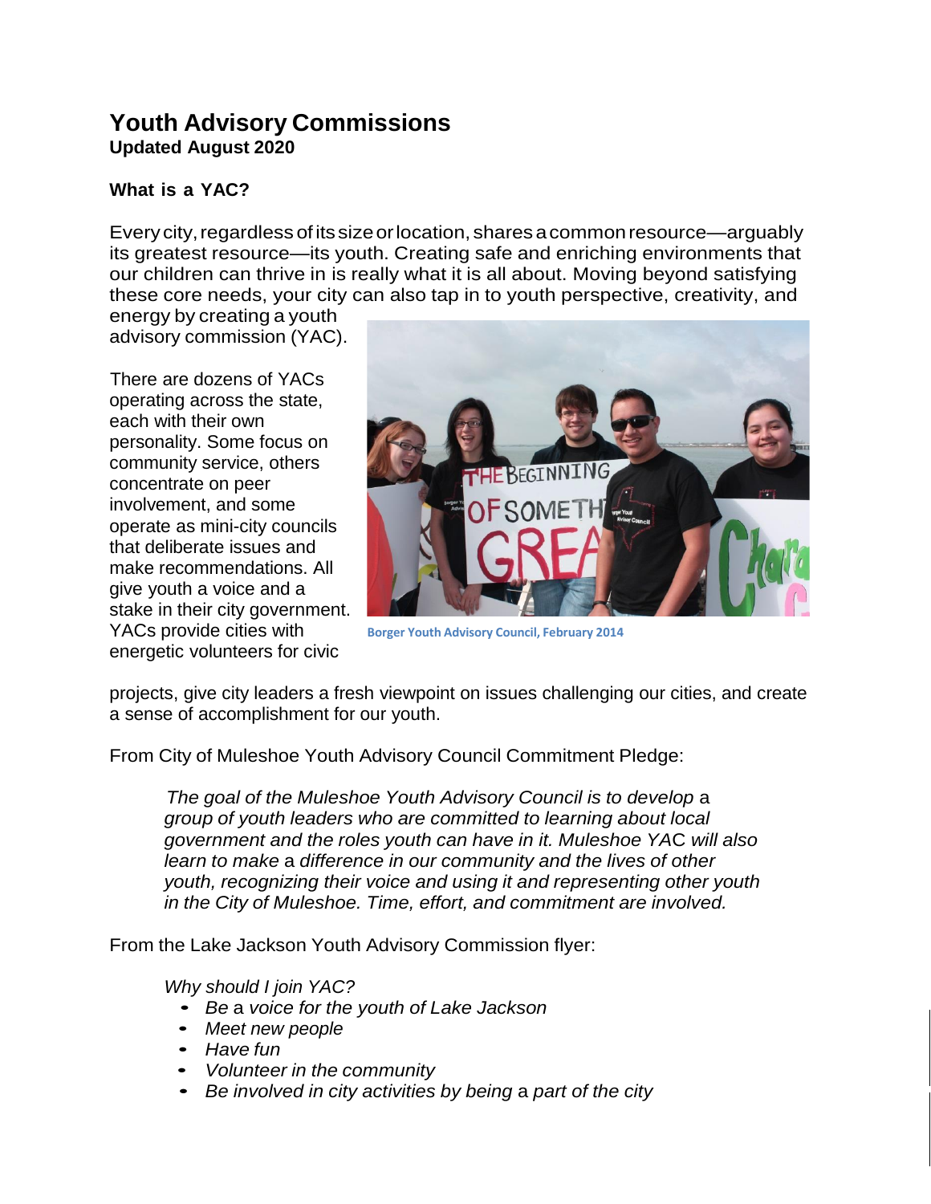# Youth Advisory Commissions

**Updated August 2020**

### What is a YAC?

Every city, regardless of its size or location, shares a common resource—arguably its greatest resource—its youth. Creating safe and enriching environments that our children can thrive in is really what it is all about. Moving beyond satisfying these core needs, your city can also tap in to youth perspective, creativity, and energy by creating a youth advisory commission (YAC).

There are dozens of YACs operating across the state, each with their own personality. Some focus on community service, others concentrate on peer involvement, and some operate as mini-city councils that deliberate issues and make recommendations. All give youth a voice and a stake in their city government. YACs provide cities with energetic volunteers for civic projects, give city leaders a fresh viewpoint on issues challenging our cities, and create a sense of accomplishment for our youth.

Borger Youth Advisory Council, February 2014

From City of Muleshoe Youth Advisory Council Commitment Pledge:

> *The goal of the Muleshoe Youth Advisory Council is to develop a group of youth leaders who are committed to learning about local government and the roles youth can have in it. Muleshoe YAC will also learn to make a difference in our community and the lives of other youth, recognizing their voice and using it and representing other youth in the City of Muleshoe. Time, effort, and commitment are involved.*

From the Lake Jackson Youth Advisory Commission flyer:

*Why should I join YAC?*

- *Be a voice for the youth of Lake Jackson*
- *Meet new people*
- *Have fun*
- *Volunteer in the community*
- *Be involved in city activities by being a part of the city*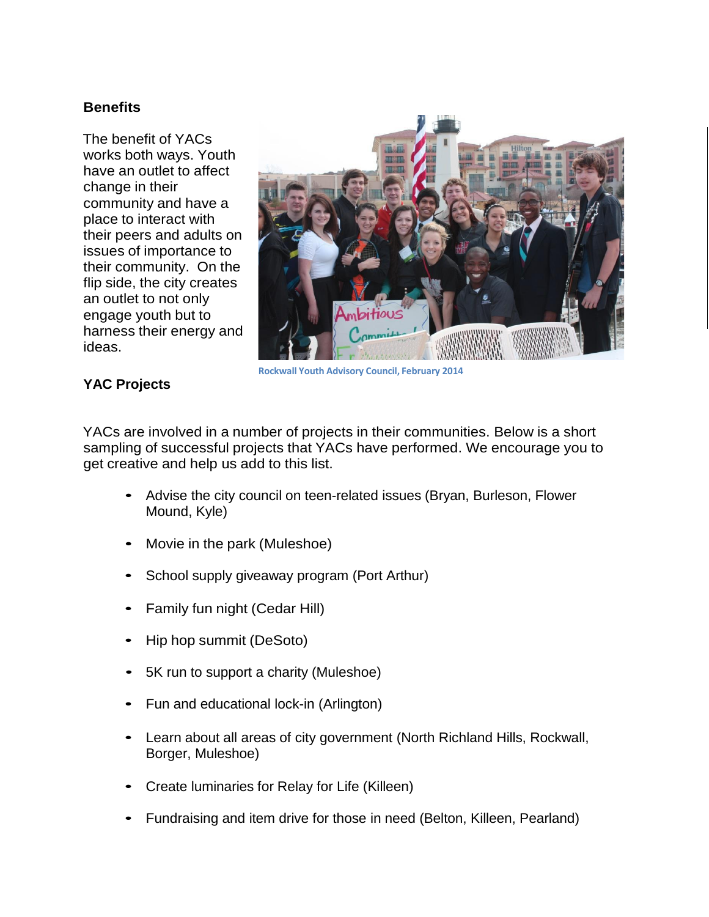## Benefits

The benefit of YACs works both ways. Youth have an outlet to affect change in their community and have a place to interact with their peers and adults on issues of importance to their community. On the flip side, the city creates an outlet to not only engage youth but to harness their energy and ideas.

Rockwall Youth Advisory Council, February 2014

## YAC Projects

YACs are involved in a number of projects in their communities. Below is a short sampling of successful projects that YACs have performed. We encourage you to get creative and help us add to this list.

- Advise the city council on teen-related issues (Bryan, Burleson, Flower Mound, Kyle)
- Movie in the park (Muleshoe)
- School supply giveaway program (Port Arthur)
- Family fun night (Cedar Hill)
- Hip hop summit (DeSoto)
- 5K run to support a charity (Muleshoe)
- Fun and educational lock-in (Arlington)
- Learn about all areas of city government (North Richland Hills, Rockwall, Borger, Muleshoe)
- Create luminaries for Relay for Life (Killeen)
- Fundraising and item drive for those in need (Belton, Killeen, Pearland)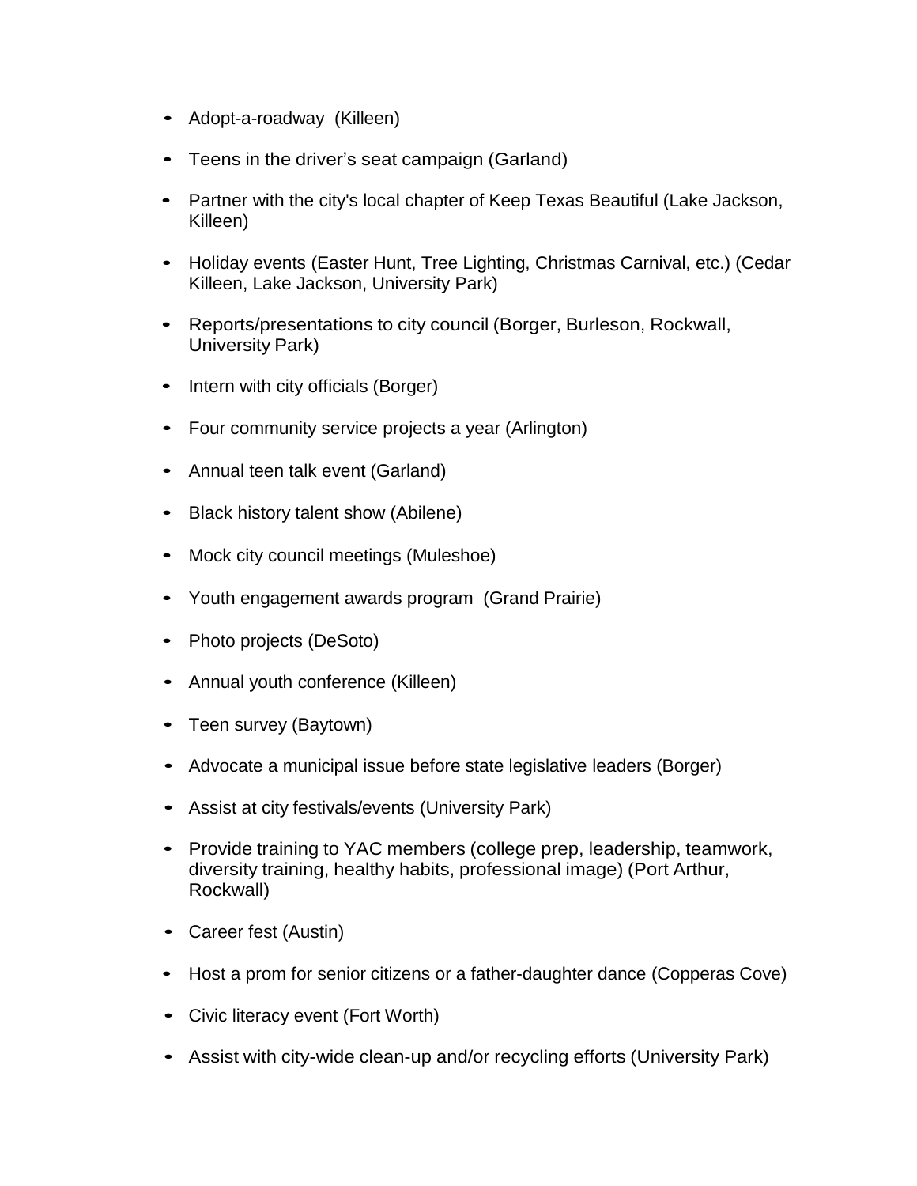- Adopt-a-roadway (Killeen)
- Teens in the driver's seat campaign (Garland)
- Partner with the city's local chapter of Keep Texas Beautiful (Lake Jackson, Killeen)
- Holiday events (Easter Hunt, Tree Lighting, Christmas Carnival, etc.) (Cedar Killeen, Lake Jackson, University Park)
- Reports/presentations to city council (Borger, Burleson, Rockwall, University Park)
- Intern with city officials (Borger)
- Four community service projects a year (Arlington)
- Annual teen talk event (Garland)
- Black history talent show (Abilene)
- Mock city council meetings (Muleshoe)
- Youth engagement awards program (Grand Prairie)
- Photo projects (DeSoto)
- Annual youth conference (Killeen)
- Teen survey (Baytown)
- Advocate a municipal issue before state legislative leaders (Borger)
- Assist at city festivals/events (University Park)
- Provide training to YAC members (college prep, leadership, teamwork, diversity training, healthy habits, professional image) (Port Arthur, Rockwall)
- Career fest (Austin)
- Host a prom for senior citizens or a father-daughter dance (Copperas Cove)
- Civic literacy event (Fort Worth)
- Assist with city-wide clean-up and/or recycling efforts (University Park)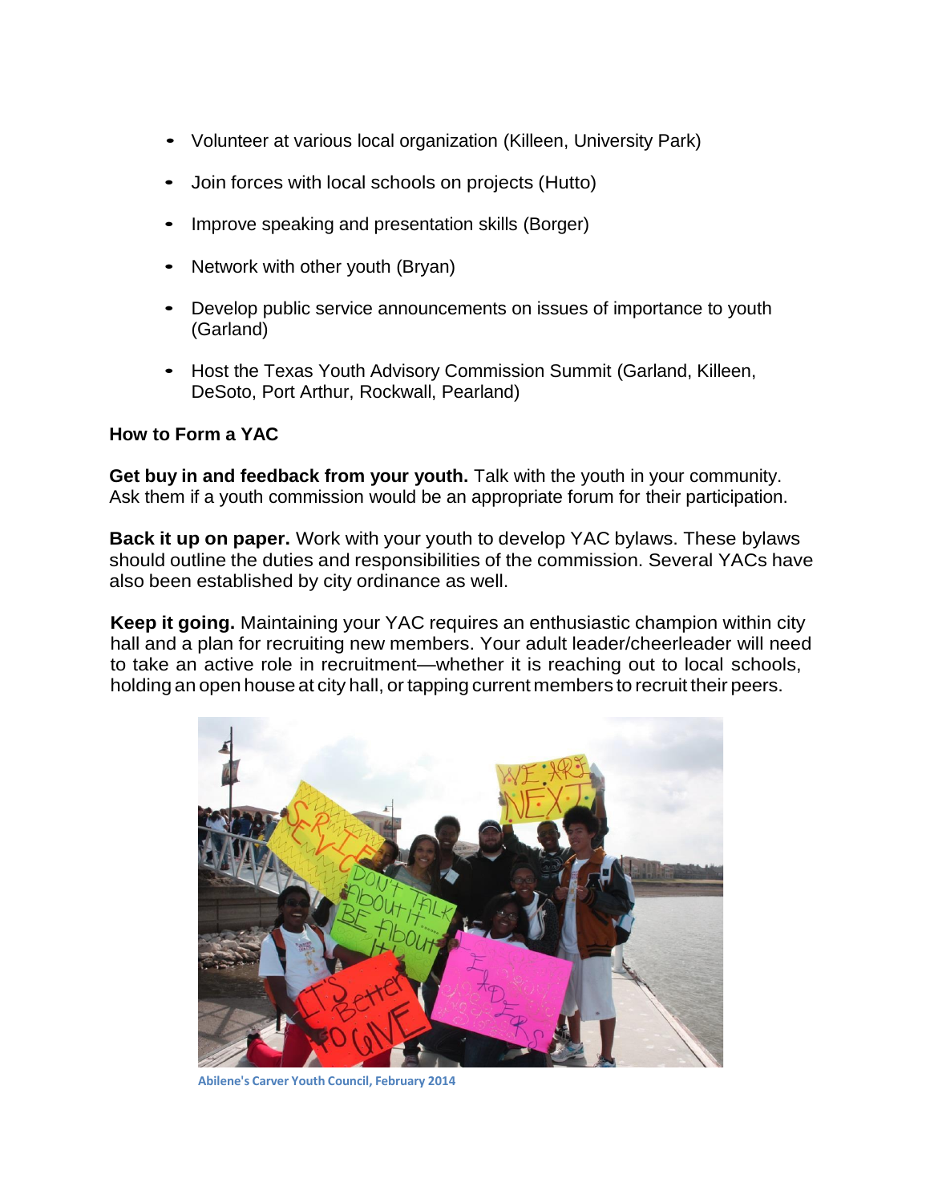- Volunteer at various local organization (Killeen, University Park)
- Join forces with local schools on projects (Hutto)
- Improve speaking and presentation skills (Borger)
- Network with other youth (Bryan)
- Develop public service announcements on issues of importance to youth (Garland)
- Host the Texas Youth Advisory Commission Summit (Garland, Killeen, DeSoto, Port Arthur, Rockwall, Pearland)

**How to Form a YAC**

**Get buy in and feedback from your youth.** Talk with the youth in your community. Ask them if a youth commission would be an appropriate forum for their participation.

**Back it up on paper.** Work with your youth to develop YAC bylaws. These bylaws should outline the duties and responsibilities of the commission. Several YACs have also been established by city ordinance as well.

**Keep it going.** Maintaining your YAC requires an enthusiastic champion within city hall and a plan for recruiting new members. Your adult leader/cheerleader will need to take an active role in recruitment—whether it is reaching out to local schools, holding an open house at city hall, or tapping current members to recruit their peers.

Abilene's Carver Youth Council, February 2014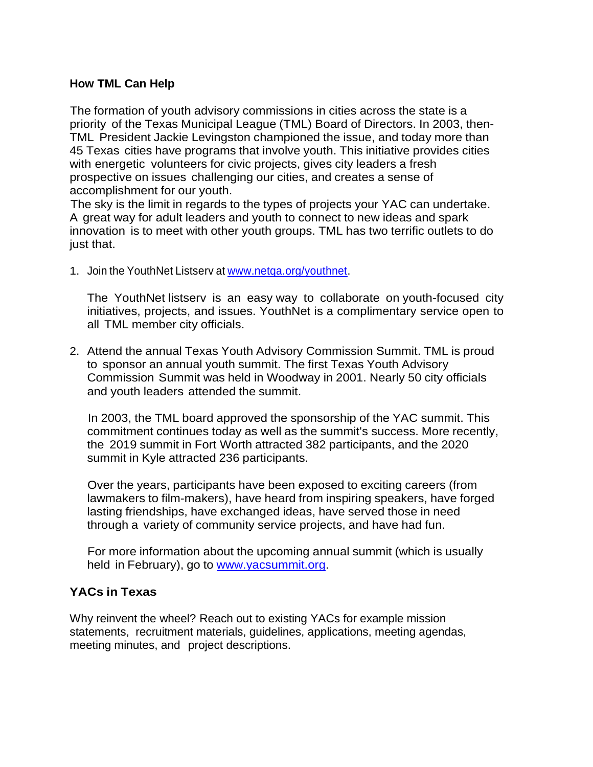## How TML Can Help

The formation of youth advisory commissions in cities across the state is a priority of the Texas Municipal League (TML) Board of Directors. In 2003, then-TML President Jackie Levingston championed the issue, and today more than 45 Texas cities have programs that involve youth. This initiative provides cities with energetic volunteers for civic projects, gives city leaders a fresh prospective on issues challenging our cities, and creates a sense of accomplishment for our youth.
The sky is the limit in regards to the types of projects your YAC can undertake. A great way for adult leaders and youth to connect to new ideas and spark innovation is to meet with other youth groups. TML has two terrific outlets to do just that.

1. Join the YouthNet Listserv at [www.netqa.org/youthnet](www.netqa.org/youthnet).

   The YouthNet listserv is an easy way to collaborate on youth-focused city initiatives, projects, and issues. YouthNet is a complimentary service open to all TML member city officials.

2. Attend the annual Texas Youth Advisory Commission Summit. TML is proud to sponsor an annual youth summit. The first Texas Youth Advisory Commission Summit was held in Woodway in 2001. Nearly 50 city officials and youth leaders attended the summit.

   In 2003, the TML board approved the sponsorship of the YAC summit. This commitment continues today as well as the summit's success. More recently, the 2019 summit in Fort Worth attracted 382 participants, and the 2020 summit in Kyle attracted 236 participants.

   Over the years, participants have been exposed to exciting careers (from lawmakers to film-makers), have heard from inspiring speakers, have forged lasting friendships, have exchanged ideas, have served those in need through a variety of community service projects, and have had fun.

   For more information about the upcoming annual summit (which is usually held in February), go to [www.yacsummit.org](www.yacsummit.org).

## YACs in Texas

Why reinvent the wheel? Reach out to existing YACs for example mission statements, recruitment materials, guidelines, applications, meeting agendas, meeting minutes, and project descriptions.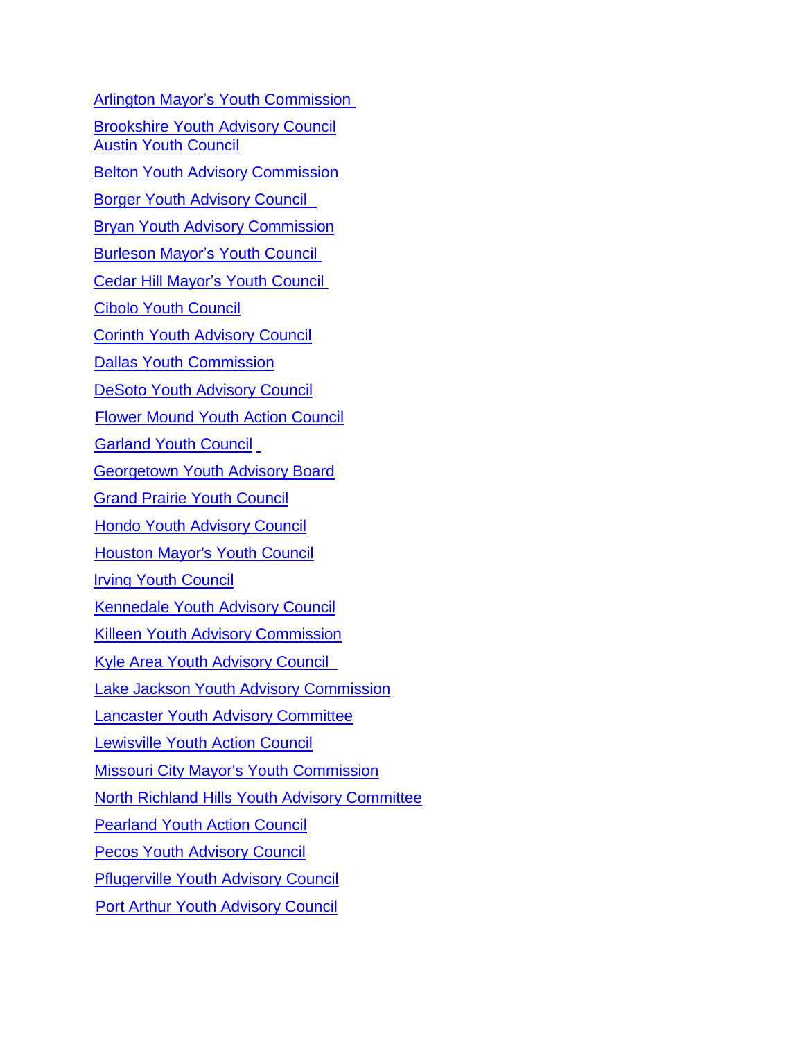Arlington Mayor’s Youth Commission

Brookshire Youth Advisory Council
Austin Youth Council

Belton Youth Advisory Commission

Borger Youth Advisory Council

Bryan Youth Advisory Commission

Burleson Mayor’s Youth Council

Cedar Hill Mayor’s Youth Council

Cibolo Youth Council

Corinth Youth Advisory Council

Dallas Youth Commission

DeSoto Youth Advisory Council

Flower Mound Youth Action Council

Garland Youth Council

Georgetown Youth Advisory Board

Grand Prairie Youth Council

Hondo Youth Advisory Council

Houston Mayor's Youth Council

Irving Youth Council

Kennedale Youth Advisory Council

Killeen Youth Advisory Commission

Kyle Area Youth Advisory Council

Lake Jackson Youth Advisory Commission

Lancaster Youth Advisory Committee

Lewisville Youth Action Council

Missouri City Mayor's Youth Commission

North Richland Hills Youth Advisory Committee

Pearland Youth Action Council

Pecos Youth Advisory Council

Pflugerville Youth Advisory Council

Port Arthur Youth Advisory Council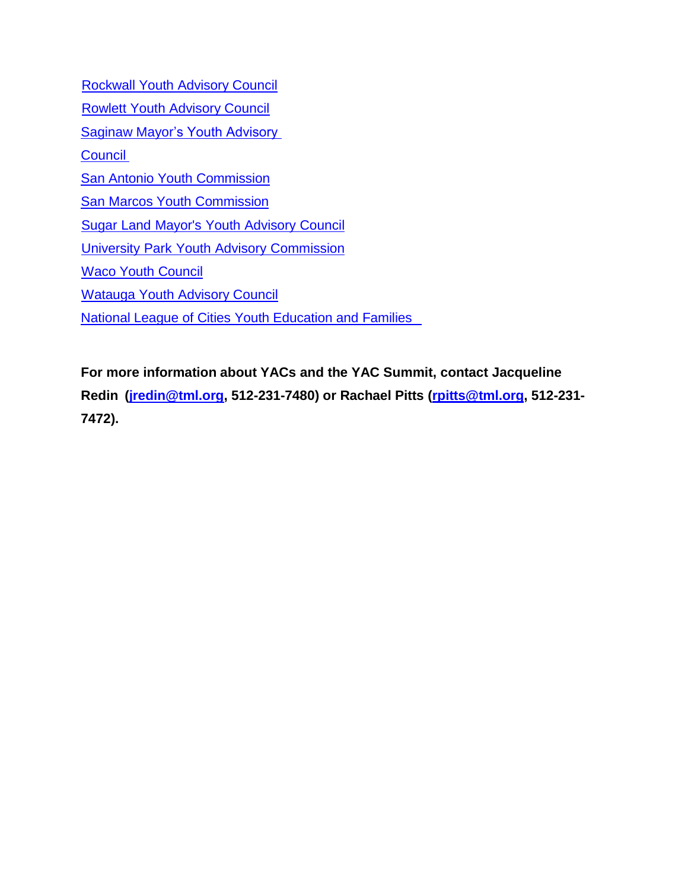Rockwall Youth Advisory Council

Rowlett Youth Advisory Council

Saginaw Mayor's Youth Advisory Council

San Antonio Youth Commission

San Marcos Youth Commission

Sugar Land Mayor's Youth Advisory Council

University Park Youth Advisory Commission

Waco Youth Council

Watauga Youth Advisory Council

National League of Cities Youth Education and Families

**For more information about YACs and the YAC Summit, contact Jacqueline Redin (jredin@tml.org, 512-231-7480) or Rachael Pitts (rpitts@tml.org, 512-231-7472).**